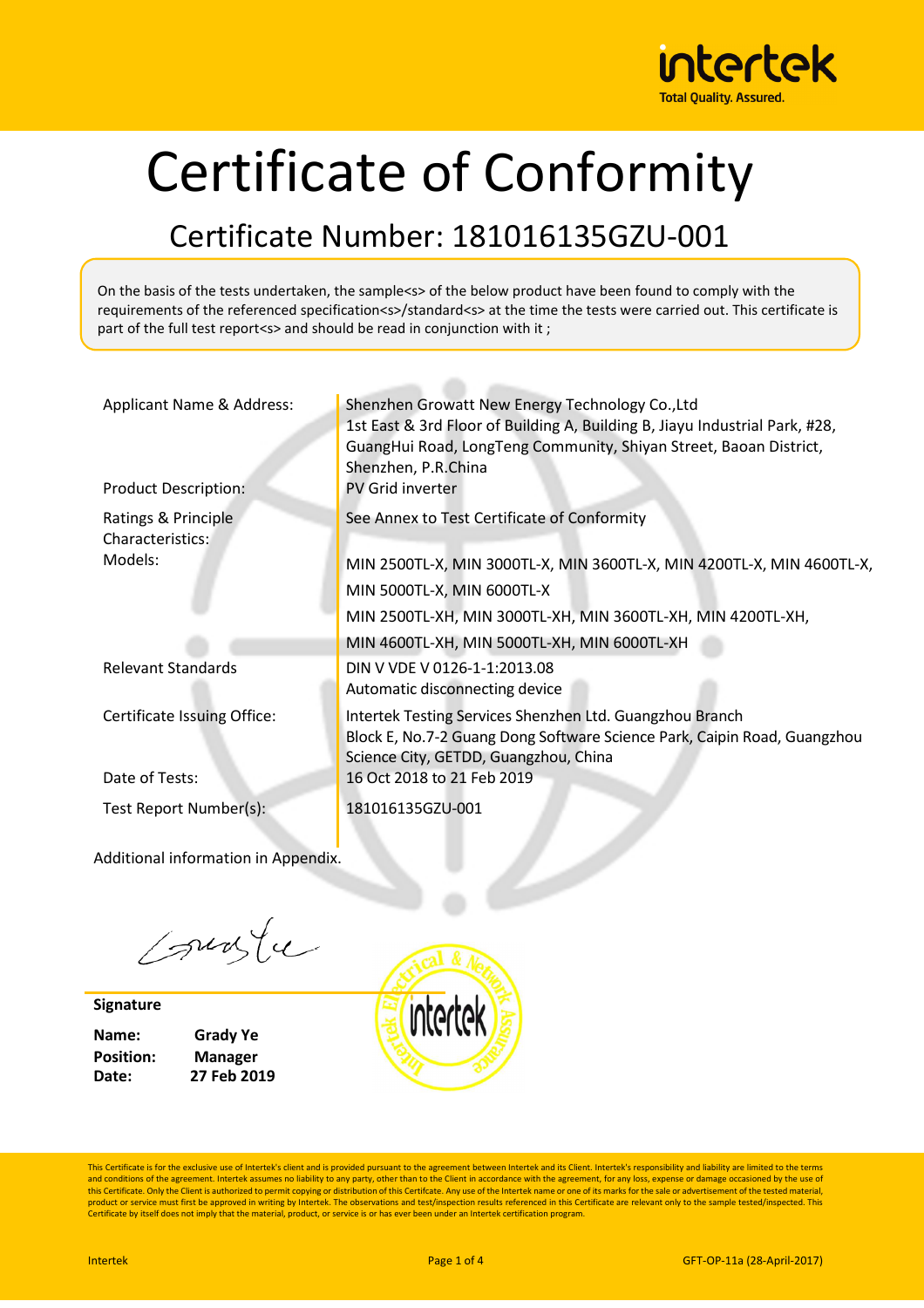# Certificate of Conformity

## Certificate Number: 181016135GZU-001

On the basis of the tests undertaken, the sample<s> of the below product have been found to comply with the requirements of the referenced specification<s>/standard<s> at the time the tests were carried out. This certificate is part of the full test report<s> and should be read in conjunction with it ;

| | |
|---|---|
| Applicant Name & Address: | Shenzhen Growatt New Energy Technology Co.,Ltd<br>1st East & 3rd Floor of Building A, Building B, Jiayu Industrial Park, #28, GuangHui Road, LongTeng Community, Shiyan Street, Baoan District, Shenzhen, P.R.China |
| Product Description: | PV Grid inverter |
| Ratings & Principle Characteristics: | See Annex to Test Certificate of Conformity |
| Models: | MIN 2500TL-X, MIN 3000TL-X, MIN 3600TL-X, MIN 4200TL-X, MIN 4600TL-X, MIN 5000TL-X, MIN 6000TL-X<br>MIN 2500TL-XH, MIN 3000TL-XH, MIN 3600TL-XH, MIN 4200TL-XH, MIN 4600TL-XH, MIN 5000TL-XH, MIN 6000TL-XH |
| Relevant Standards | DIN V VDE V 0126-1-1:2013.08<br>Automatic disconnecting device |
| Certificate Issuing Office: | Intertek Testing Services Shenzhen Ltd. Guangzhou Branch<br>Block E, No.7-2 Guang Dong Software Science Park, Caipin Road, Guangzhou Science City, GETDD, Guangzhou, China |
| Date of Tests: | 16 Oct 2018 to 21 Feb 2019 |
| Test Report Number(s): | 181016135GZU-001 |

Additional information in Appendix.

**Signature**

**Name:** **Grady Ye**
**Position:** **Manager**
**Date:** **27 Feb 2019**

This Certificate is for the exclusive use of Intertek's client and is provided pursuant to the agreement between Intertek and its Client. Intertek's responsibility and liability are limited to the terms and conditions of the agreement. Intertek assumes no liability to any party, other than to the Client in accordance with the agreement, for any loss, expense or damage occasioned by the use of this Certificate. Only the Client is authorized to permit copying or distribution of this Certificate. Any use of the Intertek name or one of its marks for the sale or advertisement of the tested material, product or service must first be approved in writing by Intertek. The observations and test/inspection results referenced in this Certificate are relevant only to the sample tested/inspected. This Certificate by itself does not imply that the material, product, or service is or has ever been under an Intertek certification program.

GFT-OP-11a (28-April-2017)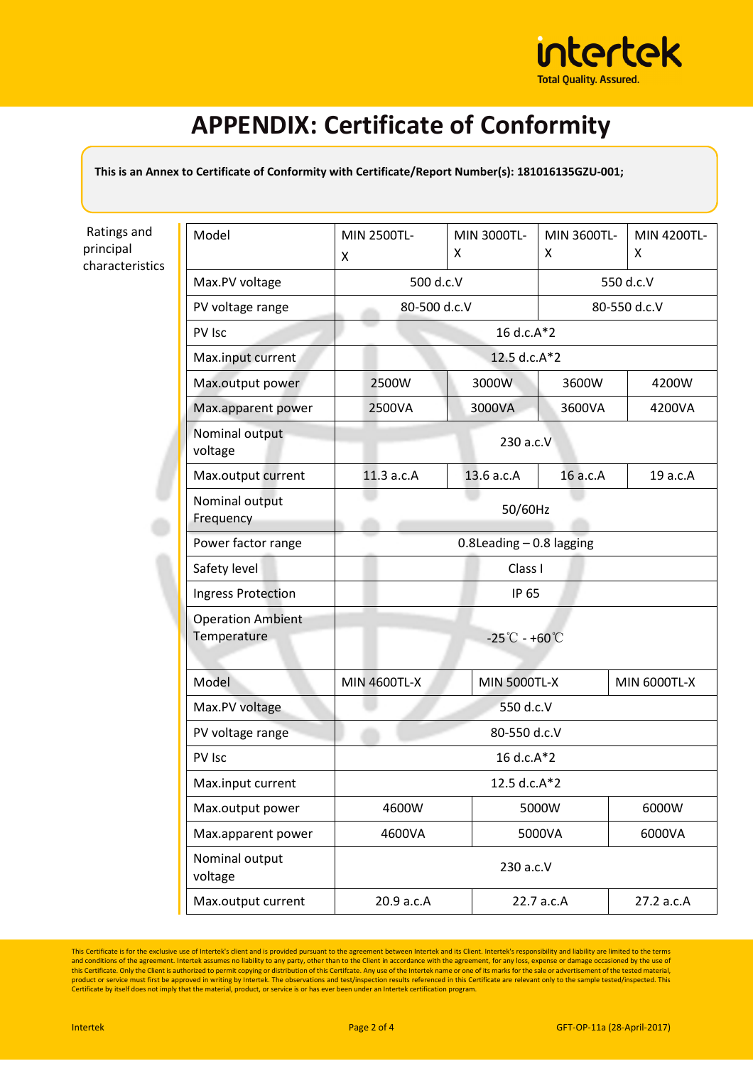# APPENDIX: Certificate of Conformity

**This is an Annex to Certificate of Conformity with Certificate/Report Number(s): 181016135GZU-001;**

Ratings and principal characteristics

| Model | MIN 2500TL-X | MIN 3000TL-X | MIN 3600TL-X | MIN 4200TL-X |
|---|---|---|---|---|
| Max.PV voltage | 500 d.c.V | | 550 d.c.V | |
| PV voltage range | 80-500 d.c.V | | 80-550 d.c.V | |
| PV Isc | 16 d.c.A*2 | | | |
| Max.input current | 12.5 d.c.A*2 | | | |
| Max.output power | 2500W | 3000W | 3600W | 4200W |
| Max.apparent power | 2500VA | 3000VA | 3600VA | 4200VA |
| Nominal output voltage | 230 a.c.V | | | |
| Max.output current | 11.3 a.c.A | 13.6 a.c.A | 16 a.c.A | 19 a.c.A |
| Nominal output Frequency | 50/60Hz | | | |
| Power factor range | 0.8Leading – 0.8 lagging | | | |
| Safety level | Class I | | | |
| Ingress Protection | IP 65 | | | |
| Operation Ambient Temperature | -25℃ - +60℃ | | | |

| Model | MIN 4600TL-X | MIN 5000TL-X | MIN 6000TL-X |
|---|---|---|---|
| Max.PV voltage | 550 d.c.V | | |
| PV voltage range | 80-550 d.c.V | | |
| PV Isc | 16 d.c.A*2 | | |
| Max.input current | 12.5 d.c.A*2 | | |
| Max.output power | 4600W | 5000W | 6000W |
| Max.apparent power | 4600VA | 5000VA | 6000VA |
| Nominal output voltage | 230 a.c.V | | |
| Max.output current | 20.9 a.c.A | 22.7 a.c.A | 27.2 a.c.A |

This Certificate is for the exclusive use of Intertek's client and is provided pursuant to the agreement between Intertek and its Client. Intertek's responsibility and liability are limited to the terms and conditions of the agreement. Intertek assumes no liability to any party, other than to the Client in accordance with the agreement, for any loss, expense or damage occasioned by the use of this Certificate. Only the Client is authorized to permit copying or distribution of this Certifcate. Any use of the Intertek name or one of its marks for the sale or advertisement of the tested material, product or service must first be approved in writing by Intertek. The observations and test/inspection results referenced in this Certificate are relevant only to the sample tested/inspected. This Certificate by itself does not imply that the material, product, or service is or has ever been under an Intertek certification program.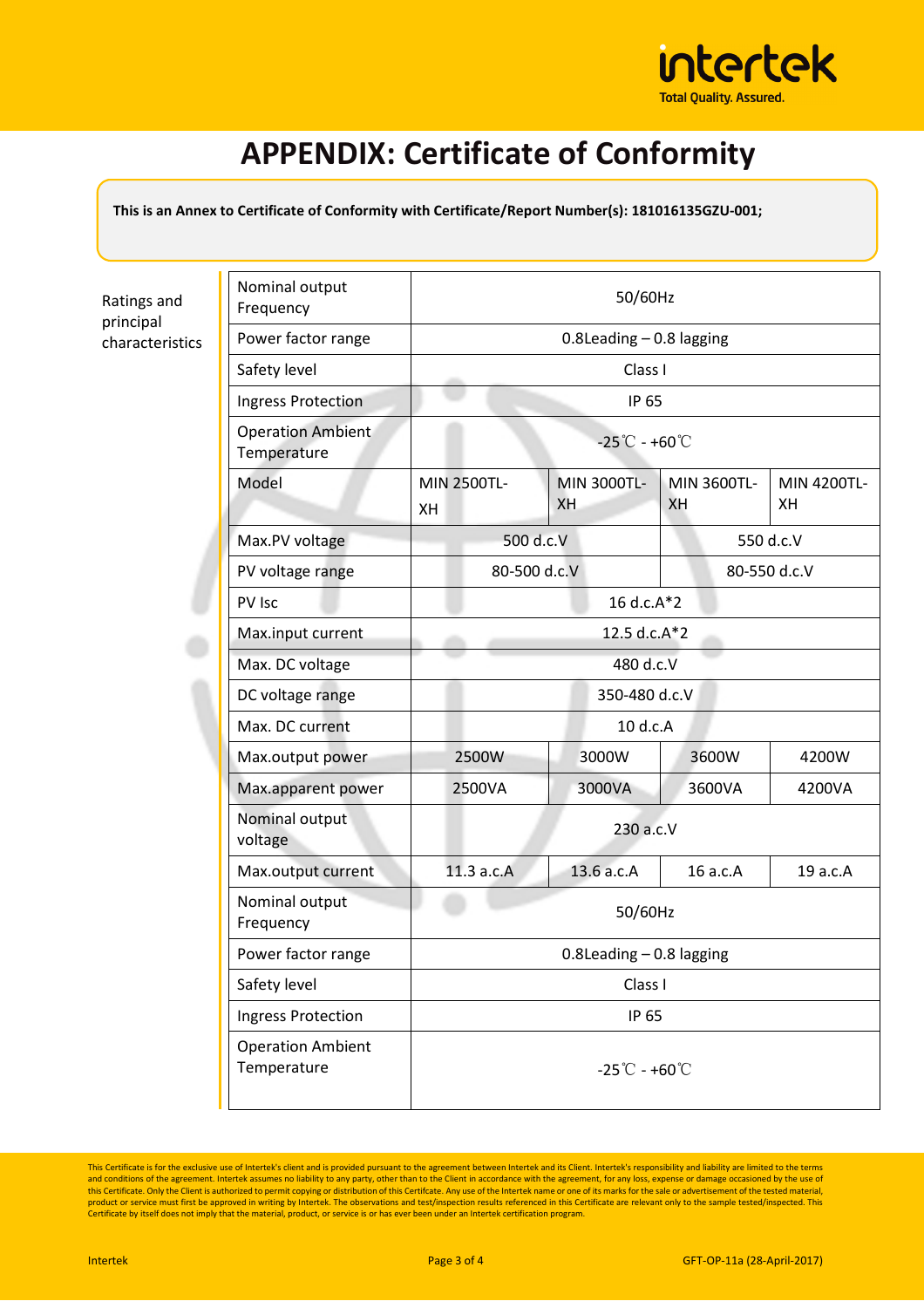# APPENDIX: Certificate of Conformity

**This is an Annex to Certificate of Conformity with Certificate/Report Number(s): 181016135GZU-001;**

Ratings and principal characteristics

| | | | | |
|---|---|---|---|---|
| Nominal output Frequency | 50/60Hz | | | |
| Power factor range | 0.8Leading – 0.8 lagging | | | |
| Safety level | Class I | | | |
| Ingress Protection | IP 65 | | | |
| Operation Ambient Temperature | -25℃ - +60℃ | | | |
| Model | MIN 2500TL-XH | MIN 3000TL-XH | MIN 3600TL-XH | MIN 4200TL-XH |
| Max.PV voltage | 500 d.c.V | | 550 d.c.V | |
| PV voltage range | 80-500 d.c.V | | 80-550 d.c.V | |
| PV Isc | 16 d.c.A*2 | | | |
| Max.input current | 12.5 d.c.A*2 | | | |
| Max. DC voltage | 480 d.c.V | | | |
| DC voltage range | 350-480 d.c.V | | | |
| Max. DC current | 10 d.c.A | | | |
| Max.output power | 2500W | 3000W | 3600W | 4200W |
| Max.apparent power | 2500VA | 3000VA | 3600VA | 4200VA |
| Nominal output voltage | 230 a.c.V | | | |
| Max.output current | 11.3 a.c.A | 13.6 a.c.A | 16 a.c.A | 19 a.c.A |
| Nominal output Frequency | 50/60Hz | | | |
| Power factor range | 0.8Leading – 0.8 lagging | | | |
| Safety level | Class I | | | |
| Ingress Protection | IP 65 | | | |
| Operation Ambient Temperature | -25℃ - +60℃ | | | |

This Certificate is for the exclusive use of Intertek's client and is provided pursuant to the agreement between Intertek and its Client. Intertek's responsibility and liability are limited to the terms and conditions of the agreement. Intertek assumes no liability to any party, other than to the Client in accordance with the agreement, for any loss, expense or damage occasioned by the use of this Certificate. Only the Client is authorized to permit copying or distribution of this Certificate. Any use of the Intertek name or one of its marks for the sale or advertisement of the tested material, product or service must first be approved in writing by Intertek. The observations and test/inspection results referenced in this Certificate are relevant only to the sample tested/inspected. This Certificate by itself does not imply that the material, product, or service is or has ever been under an Intertek certification program.

Intertek GFT-OP-11a (28-April-2017)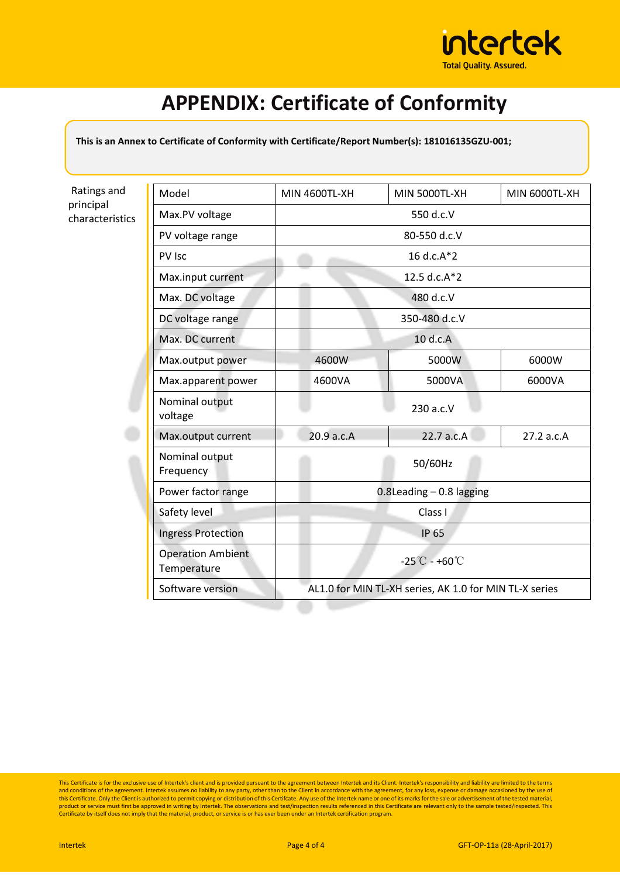# APPENDIX: Certificate of Conformity

**This is an Annex to Certificate of Conformity with Certificate/Report Number(s): 181016135GZU-001;**

Ratings and principal characteristics

| Model | MIN 4600TL-XH | MIN 5000TL-XH | MIN 6000TL-XH |
|---|---|---|---|
| Max.PV voltage | 550 d.c.V | | |
| PV voltage range | 80-550 d.c.V | | |
| PV Isc | 16 d.c.A*2 | | |
| Max.input current | 12.5 d.c.A*2 | | |
| Max. DC voltage | 480 d.c.V | | |
| DC voltage range | 350-480 d.c.V | | |
| Max. DC current | 10 d.c.A | | |
| Max.output power | 4600W | 5000W | 6000W |
| Max.apparent power | 4600VA | 5000VA | 6000VA |
| Nominal output voltage | 230 a.c.V | | |
| Max.output current | 20.9 a.c.A | 22.7 a.c.A | 27.2 a.c.A |
| Nominal output Frequency | 50/60Hz | | |
| Power factor range | 0.8Leading – 0.8 lagging | | |
| Safety level | Class I | | |
| Ingress Protection | IP 65 | | |
| Operation Ambient Temperature | -25℃ - +60℃ | | |
| Software version | AL1.0 for MIN TL-XH series, AK 1.0 for MIN TL-X series | | |

This Certificate is for the exclusive use of Intertek's client and is provided pursuant to the agreement between Intertek and its Client. Intertek's responsibility and liability are limited to the terms and conditions of the agreement. Intertek assumes no liability to any party, other than to the Client in accordance with the agreement, for any loss, expense or damage occasioned by the use of this Certificate. Only the Client is authorized to permit copying or distribution of this Certifcate. Any use of the Intertek name or one of its marks for the sale or advertisement of the tested material, product or service must first be approved in writing by Intertek. The observations and test/inspection results referenced in this Certificate are relevant only to the sample tested/inspected. This Certificate by itself does not imply that the material, product, or service is or has ever been under an Intertek certification program.

Intertek GFT-OP-11a (28-April-2017)